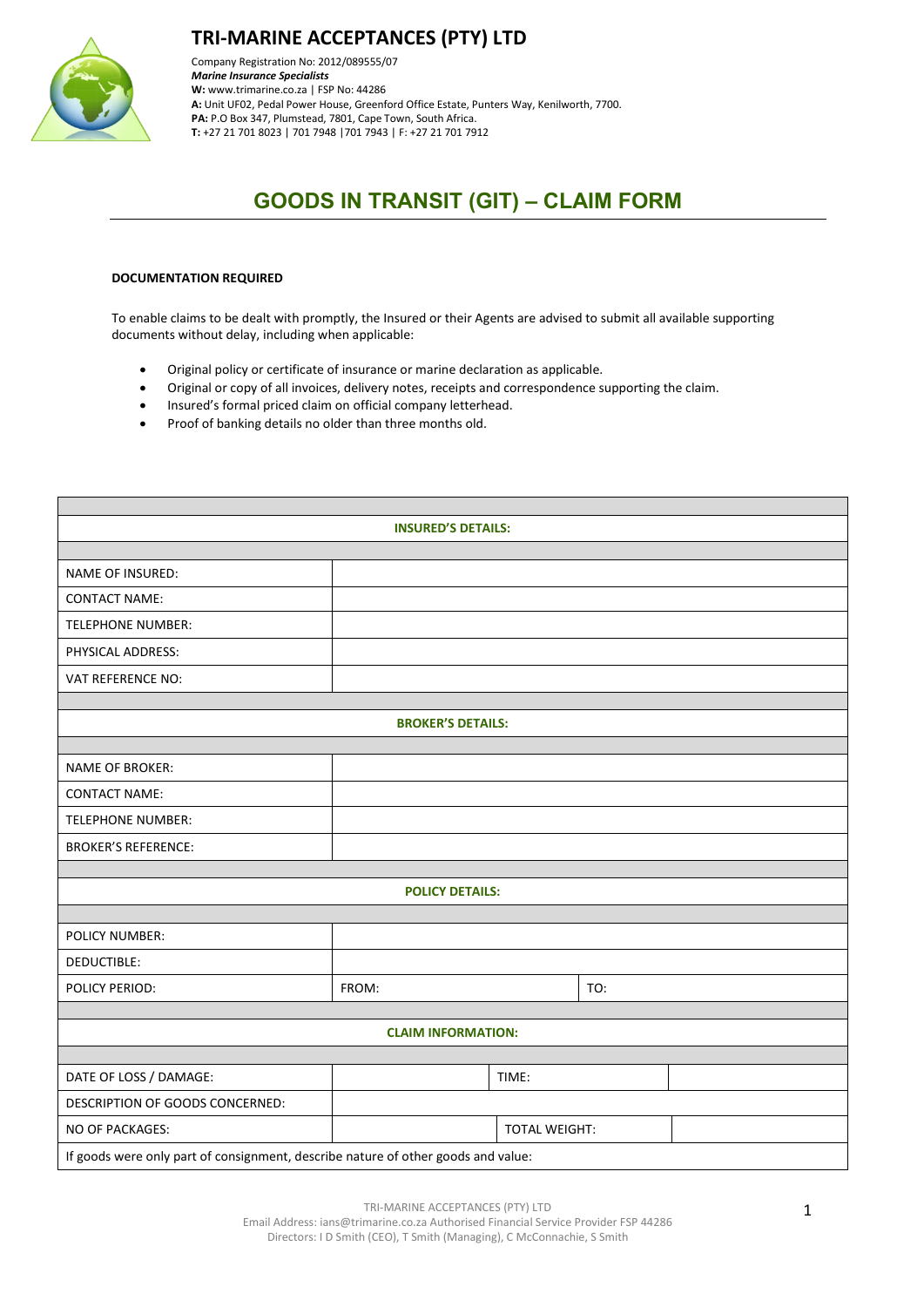# TRI-MARINE ACCEPTANCES (PTY) LTD

Company Registration No: 2012/089555/07
***Marine Insurance Specialists***
**W:** www.trimarine.co.za | FSP No: 44286
**A:** Unit UF02, Pedal Power House, Greenford Office Estate, Punters Way, Kenilworth, 7700.
**PA:** P.O Box 347, Plumstead, 7801, Cape Town, South Africa.
**T:** +27 21 701 8023 | 701 7948 |701 7943 | F: +27 21 701 7912

## GOODS IN TRANSIT (GIT) – CLAIM FORM

**DOCUMENTATION REQUIRED**

To enable claims to be dealt with promptly, the Insured or their Agents are advised to submit all available supporting documents without delay, including when applicable:

- Original policy or certificate of insurance or marine declaration as applicable.
- Original or copy of all invoices, delivery notes, receipts and correspondence supporting the claim.
- Insured's formal priced claim on official company letterhead.
- Proof of banking details no older than three months old.

| **INSURED'S DETAILS:** | | | |
|---|---|---|---|
| NAME OF INSURED: | | | |
| CONTACT NAME: | | | |
| TELEPHONE NUMBER: | | | |
| PHYSICAL ADDRESS: | | | |
| VAT REFERENCE NO: | | | |
| **BROKER'S DETAILS:** | | | |
| NAME OF BROKER: | | | |
| CONTACT NAME: | | | |
| TELEPHONE NUMBER: | | | |
| BROKER'S REFERENCE: | | | |
| **POLICY DETAILS:** | | | |
| POLICY NUMBER: | | | |
| DEDUCTIBLE: | | | |
| POLICY PERIOD: | FROM: | TO: | |
| **CLAIM INFORMATION:** | | | |
| DATE OF LOSS / DAMAGE: | | TIME: | |
| DESCRIPTION OF GOODS CONCERNED: | | | |
| NO OF PACKAGES: | | TOTAL WEIGHT: | |
| If goods were only part of consignment, describe nature of other goods and value: | | | |

TRI-MARINE ACCEPTANCES (PTY) LTD
Email Address: ians@trimarine.co.za Authorised Financial Service Provider FSP 44286
Directors: I D Smith (CEO), T Smith (Managing), C McConnachie, S Smith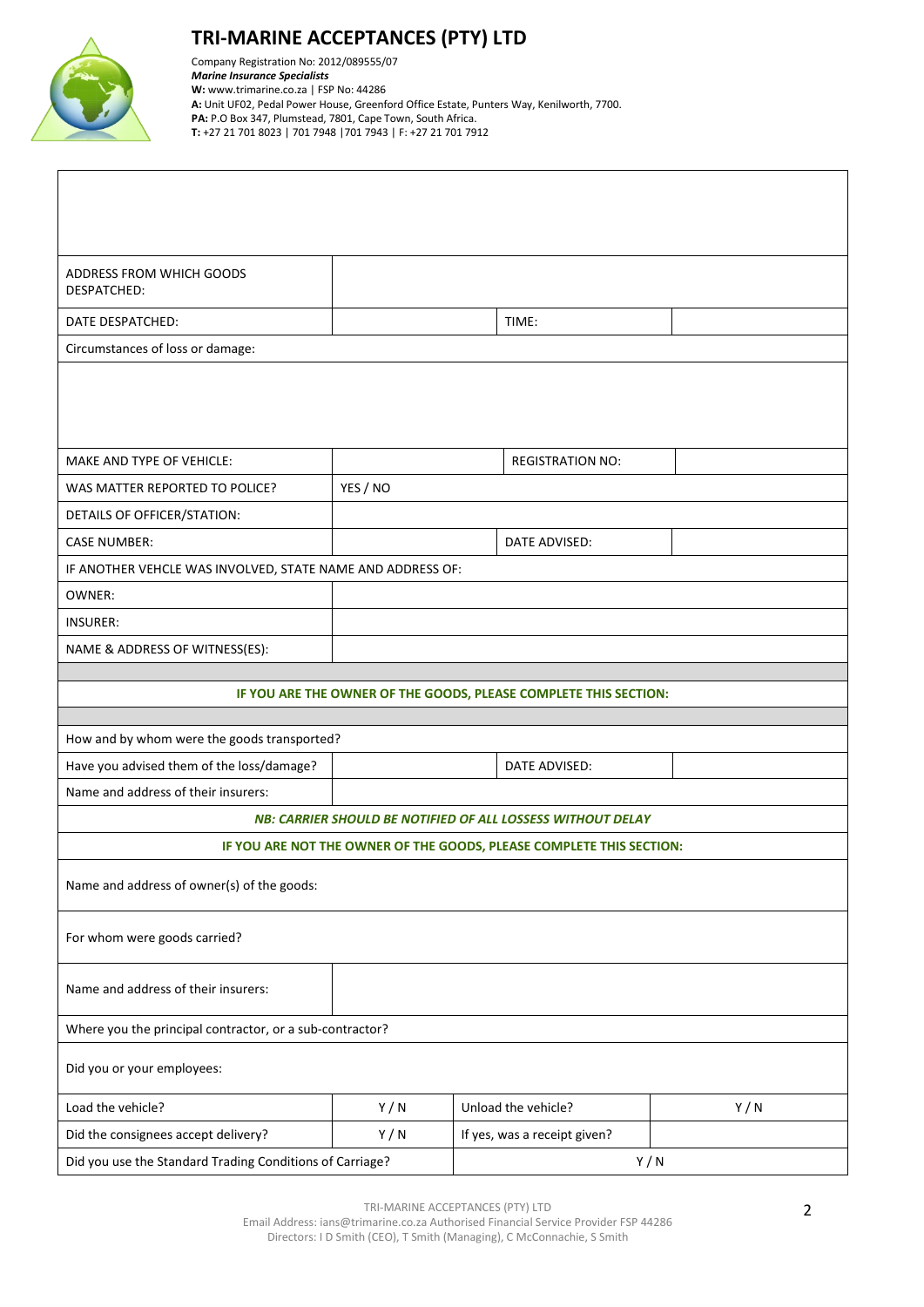# TRI-MARINE ACCEPTANCES (PTY) LTD

Company Registration No: 2012/089555/07
***Marine Insurance Specialists***
**W:** www.trimarine.co.za | FSP No: 44286
**A:** Unit UF02, Pedal Power House, Greenford Office Estate, Punters Way, Kenilworth, 7700.
**PA:** P.O Box 347, Plumstead, 7801, Cape Town, South Africa.
**T:** +27 21 701 8023 | 701 7948 |701 7943 | F: +27 21 701 7912

| | | | |
|---|---|---|---|
| ADDRESS FROM WHICH GOODS DESPATCHED: | | | |
| DATE DESPATCHED: | | TIME: | |
| Circumstances of loss or damage: | | | |
| | | | |
| MAKE AND TYPE OF VEHICLE: | | REGISTRATION NO: | |
| WAS MATTER REPORTED TO POLICE? | YES / NO | | |
| DETAILS OF OFFICER/STATION: | | | |
| CASE NUMBER: | | DATE ADVISED: | |
| IF ANOTHER VEHCLE WAS INVOLVED, STATE NAME AND ADDRESS OF: | | | |
| OWNER: | | | |
| INSURER: | | | |
| NAME & ADDRESS OF WITNESS(ES): | | | |

**IF YOU ARE THE OWNER OF THE GOODS, PLEASE COMPLETE THIS SECTION:**

| | | | |
|---|---|---|---|
| How and by whom were the goods transported? | | | |
| Have you advised them of the loss/damage? | | DATE ADVISED: | |
| Name and address of their insurers: | | | |

***NB: CARRIER SHOULD BE NOTIFIED OF ALL LOSSESS WITHOUT DELAY***

**IF YOU ARE NOT THE OWNER OF THE GOODS, PLEASE COMPLETE THIS SECTION:**

| | | | |
|---|---|---|---|
| Name and address of owner(s) of the goods: | | | |
| For whom were goods carried? | | | |
| Name and address of their insurers: | | | |
| Where you the principal contractor, or a sub-contractor? | | | |
| Did you or your employees: | | | |
| Load the vehicle? | Y / N | Unload the vehicle? | Y / N |
| Did the consignees accept delivery? | Y / N | If yes, was a receipt given? | |
| Did you use the Standard Trading Conditions of Carriage? | | Y / N | |

TRI-MARINE ACCEPTANCES (PTY) LTD
Email Address: ians@trimarine.co.za Authorised Financial Service Provider FSP 44286
Directors: I D Smith (CEO), T Smith (Managing), C McConnachie, S Smith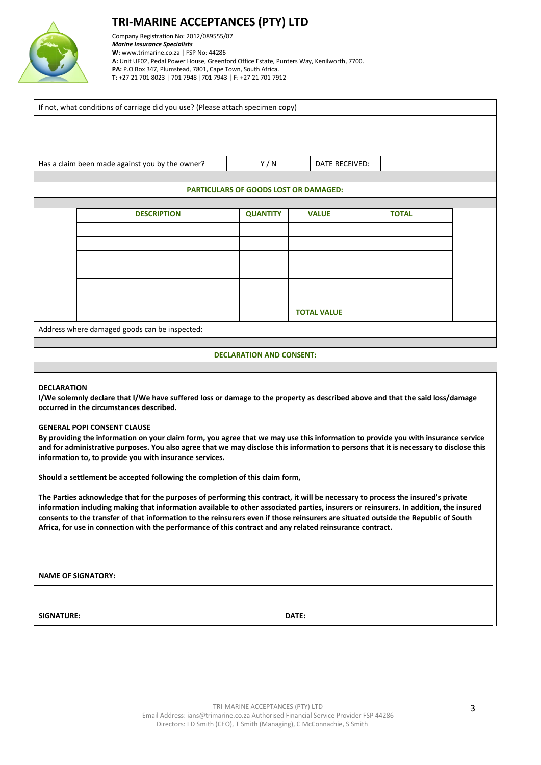# TRI-MARINE ACCEPTANCES (PTY) LTD

Company Registration No: 2012/089555/07
***Marine Insurance Specialists***
**W:** www.trimarine.co.za | FSP No: 44286
**A:** Unit UF02, Pedal Power House, Greenford Office Estate, Punters Way, Kenilworth, 7700.
**PA:** P.O Box 347, Plumstead, 7801, Cape Town, South Africa.
**T:** +27 21 701 8023 | 701 7948 |701 7943 | F: +27 21 701 7912

If not, what conditions of carriage did you use? (Please attach specimen copy)

| | | | |
|---|---|---|---|
| Has a claim been made against you by the owner? | Y / N | DATE RECEIVED: | |

**PARTICULARS OF GOODS LOST OR DAMAGED:**

| DESCRIPTION | QUANTITY | VALUE | TOTAL |
|---|---|---|---|
| | | | |
| | | | |
| | | | |
| | | | |
| | | | |
| | | | |
| | | **TOTAL VALUE** | |

Address where damaged goods can be inspected:

**DECLARATION AND CONSENT:**

**DECLARATION**
**I/We solemnly declare that I/We have suffered loss or damage to the property as described above and that the said loss/damage occurred in the circumstances described.**

**GENERAL POPI CONSENT CLAUSE**
**By providing the information on your claim form, you agree that we may use this information to provide you with insurance service and for administrative purposes. You also agree that we may disclose this information to persons that it is necessary to disclose this information to, to provide you with insurance services.**

**Should a settlement be accepted following the completion of this claim form,**

**The Parties acknowledge that for the purposes of performing this contract, it will be necessary to process the insured's private information including making that information available to other associated parties, insurers or reinsurers. In addition, the insured consents to the transfer of that information to the reinsurers even if those reinsurers are situated outside the Republic of South Africa, for use in connection with the performance of this contract and any related reinsurance contract.**

**NAME OF SIGNATORY:**

**SIGNATURE:** **DATE:**

TRI-MARINE ACCEPTANCES (PTY) LTD
Email Address: ians@trimarine.co.za Authorised Financial Service Provider FSP 44286
Directors: I D Smith (CEO), T Smith (Managing), C McConnachie, S Smith